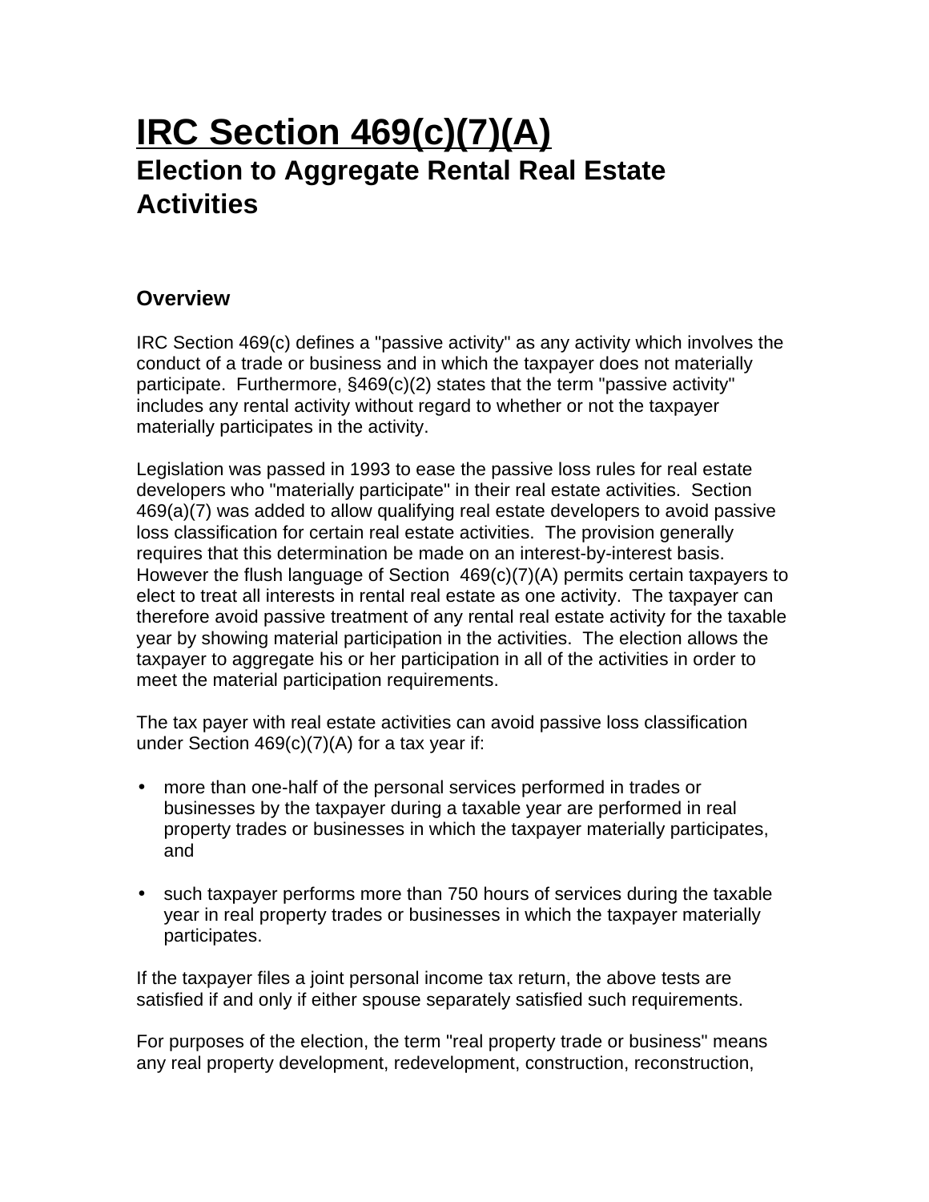# IRC Section 469(c)(7)(A)

## Election to Aggregate Rental Real Estate Activities

### Overview

IRC Section 469(c) defines a "passive activity" as any activity which involves the conduct of a trade or business and in which the taxpayer does not materially participate. Furthermore, §469(c)(2) states that the term "passive activity" includes any rental activity without regard to whether or not the taxpayer materially participates in the activity.

Legislation was passed in 1993 to ease the passive loss rules for real estate developers who "materially participate" in their real estate activities. Section 469(a)(7) was added to allow qualifying real estate developers to avoid passive loss classification for certain real estate activities. The provision generally requires that this determination be made on an interest-by-interest basis. However the flush language of Section 469(c)(7)(A) permits certain taxpayers to elect to treat all interests in rental real estate as one activity. The taxpayer can therefore avoid passive treatment of any rental real estate activity for the taxable year by showing material participation in the activities. The election allows the taxpayer to aggregate his or her participation in all of the activities in order to meet the material participation requirements.

The tax payer with real estate activities can avoid passive loss classification under Section 469(c)(7)(A) for a tax year if:

- more than one-half of the personal services performed in trades or businesses by the taxpayer during a taxable year are performed in real property trades or businesses in which the taxpayer materially participates, and

- such taxpayer performs more than 750 hours of services during the taxable year in real property trades or businesses in which the taxpayer materially participates.

If the taxpayer files a joint personal income tax return, the above tests are satisfied if and only if either spouse separately satisfied such requirements.

For purposes of the election, the term "real property trade or business" means any real property development, redevelopment, construction, reconstruction,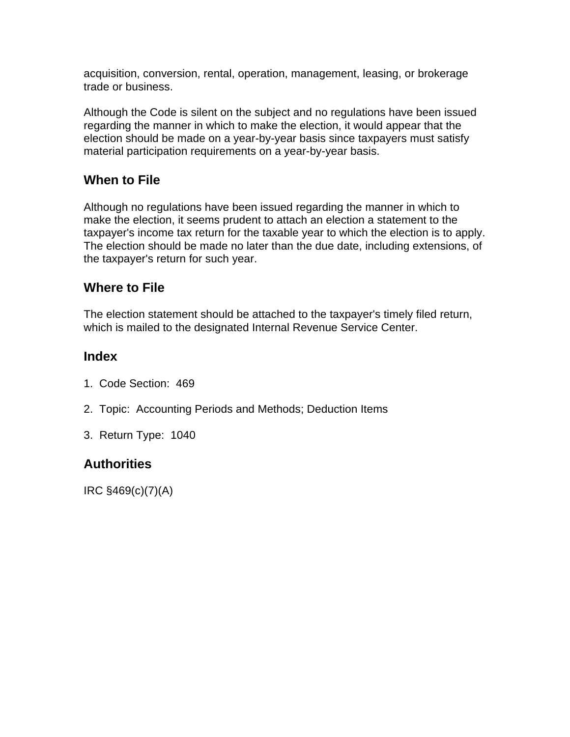acquisition, conversion, rental, operation, management, leasing, or brokerage trade or business.

Although the Code is silent on the subject and no regulations have been issued regarding the manner in which to make the election, it would appear that the election should be made on a year-by-year basis since taxpayers must satisfy material participation requirements on a year-by-year basis.

## When to File

Although no regulations have been issued regarding the manner in which to make the election, it seems prudent to attach an election a statement to the taxpayer's income tax return for the taxable year to which the election is to apply. The election should be made no later than the due date, including extensions, of the taxpayer's return for such year.

## Where to File

The election statement should be attached to the taxpayer's timely filed return, which is mailed to the designated Internal Revenue Service Center.

## Index

1. Code Section: 469
2. Topic: Accounting Periods and Methods; Deduction Items
3. Return Type: 1040

## Authorities

IRC §469(c)(7)(A)